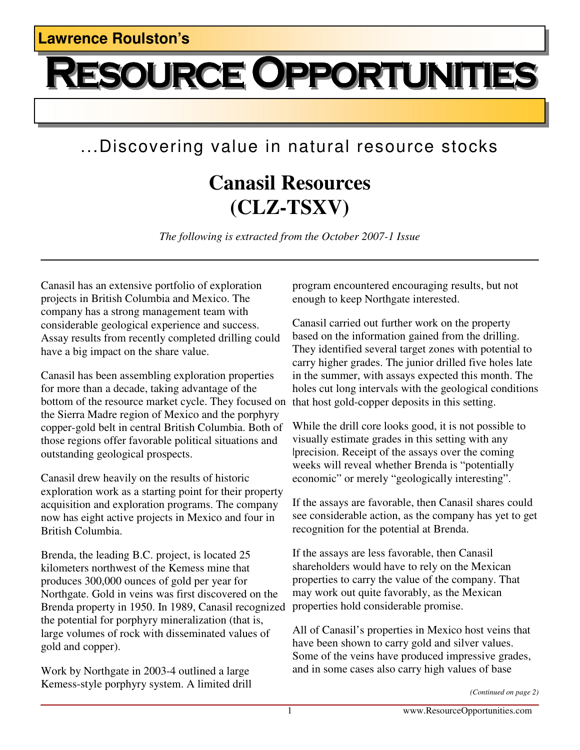Lawrence Roulston's

# RESOURCE OPPORTUNITIES

...Discovering value in natural resource stocks

## Canasil Resources (CLZ-TSXV)

*The following is extracted from the October 2007-1 Issue*

---

Canasil has an extensive portfolio of exploration projects in British Columbia and Mexico. The company has a strong management team with considerable geological experience and success. Assay results from recently completed drilling could have a big impact on the share value.

Canasil has been assembling exploration properties for more than a decade, taking advantage of the bottom of the resource market cycle. They focused on the Sierra Madre region of Mexico and the porphyry copper-gold belt in central British Columbia. Both of those regions offer favorable political situations and outstanding geological prospects.

Canasil drew heavily on the results of historic exploration work as a starting point for their property acquisition and exploration programs. The company now has eight active projects in Mexico and four in British Columbia.

Brenda, the leading B.C. project, is located 25 kilometers northwest of the Kemess mine that produces 300,000 ounces of gold per year for Northgate. Gold in veins was first discovered on the Brenda property in 1950. In 1989, Canasil recognized the potential for porphyry mineralization (that is, large volumes of rock with disseminated values of gold and copper).

Work by Northgate in 2003-4 outlined a large Kemess-style porphyry system. A limited drill program encountered encouraging results, but not enough to keep Northgate interested.

Canasil carried out further work on the property based on the information gained from the drilling. They identified several target zones with potential to carry higher grades. The junior drilled five holes late in the summer, with assays expected this month. The holes cut long intervals with the geological conditions that host gold-copper deposits in this setting.

While the drill core looks good, it is not possible to visually estimate grades in this setting with any precision. Receipt of the assays over the coming weeks will reveal whether Brenda is "potentially economic" or merely "geologically interesting".

If the assays are favorable, then Canasil shares could see considerable action, as the company has yet to get recognition for the potential at Brenda.

If the assays are less favorable, then Canasil shareholders would have to rely on the Mexican properties to carry the value of the company. That may work out quite favorably, as the Mexican properties hold considerable promise.

All of Canasil's properties in Mexico host veins that have been shown to carry gold and silver values. Some of the veins have produced impressive grades, and in some cases also carry high values of base

*(Continued on page 2)*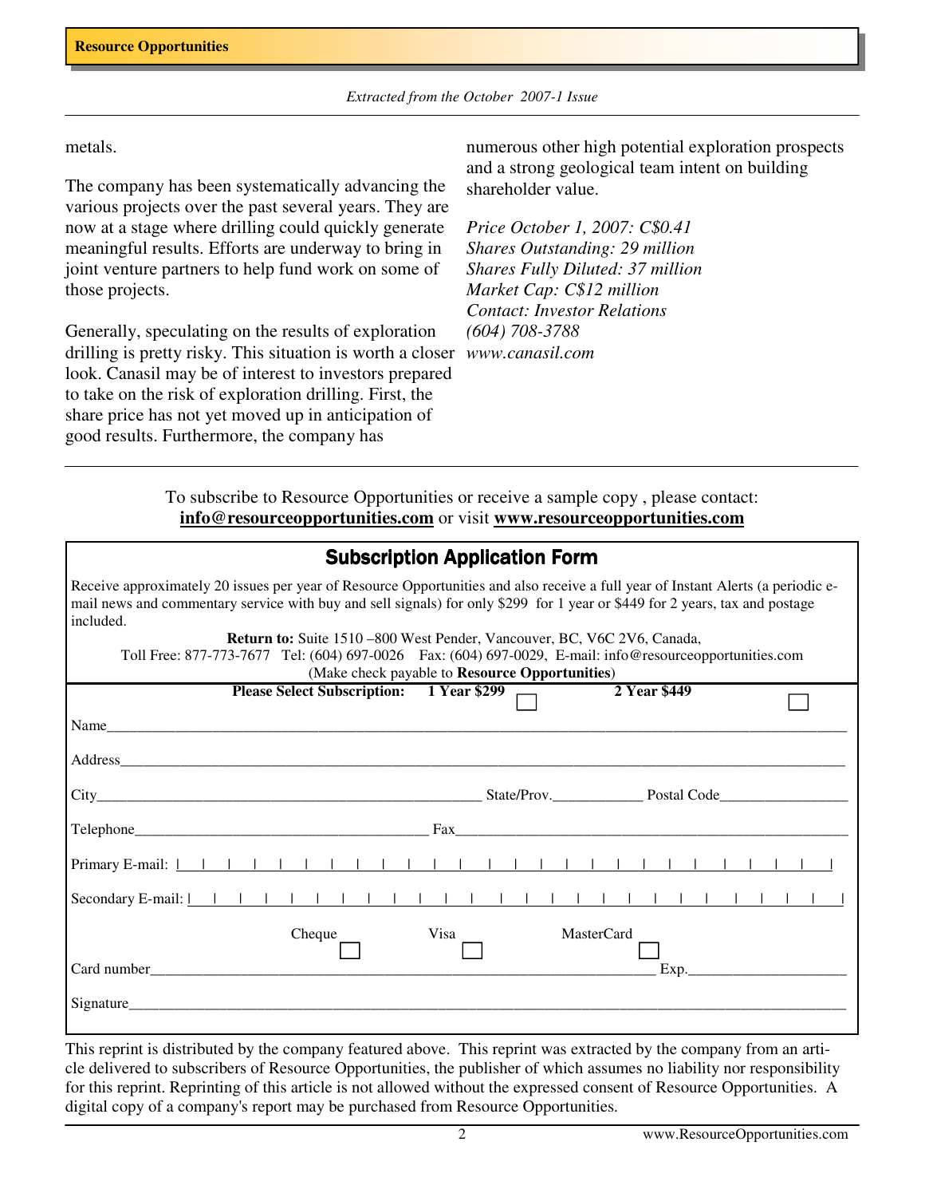*Extracted from the October 2007-1 Issue*

metals.

The company has been systematically advancing the various projects over the past several years. They are now at a stage where drilling could quickly generate meaningful results. Efforts are underway to bring in joint venture partners to help fund work on some of those projects.

Generally, speculating on the results of exploration drilling is pretty risky. This situation is worth a closer look. Canasil may be of interest to investors prepared to take on the risk of exploration drilling. First, the share price has not yet moved up in anticipation of good results. Furthermore, the company has numerous other high potential exploration prospects and a strong geological team intent on building shareholder value.

*Price October 1, 2007: C$0.41*
*Shares Outstanding: 29 million*
*Shares Fully Diluted: 37 million*
*Market Cap: C$12 million*
*Contact: Investor Relations*
*(604) 708-3788*
*www.canasil.com*

---

To subscribe to Resource Opportunities or receive a sample copy , please contact:
**info@resourceopportunities.com** or visit **www.resourceopportunities.com**

## Subscription Application Form

Receive approximately 20 issues per year of Resource Opportunities and also receive a full year of Instant Alerts (a periodic e-mail news and commentary service with buy and sell signals) for only $299 for 1 year or $449 for 2 years, tax and postage included.

**Return to:** Suite 1510 –800 West Pender, Vancouver, BC, V6C 2V6, Canada,
Toll Free: 877-773-7677 Tel: (604) 697-0026 Fax: (604) 697-0029, E-mail: info@resourceopportunities.com
(Make check payable to **Resource Opportunities**)

**Please Select Subscription:** **1 Year $299** ☐ **2 Year $449** ☐

Name_______________________________________________

Address_____________________________________________

City_______________________ State/Prov.___________ Postal Code_______________

Telephone_____________________ Fax_____________________

Primary E-mail: |_|_|_|_|_|_|_|_|_|_|_|_|_|_|_|_|_|_|_|_|_|_|_|_|_|

Secondary E-mail: |_|_|_|_|_|_|_|_|_|_|_|_|_|_|_|_|_|_|_|_|_|_|_|_|_|

Cheque ☐ Visa ☐ MasterCard ☐

Card number_______________________________________ Exp._______________

Signature___________________________________________

This reprint is distributed by the company featured above. This reprint was extracted by the company from an article delivered to subscribers of Resource Opportunities, the publisher of which assumes no liability nor responsibility for this reprint. Reprinting of this article is not allowed without the expressed consent of Resource Opportunities. A digital copy of a company's report may be purchased from Resource Opportunities.